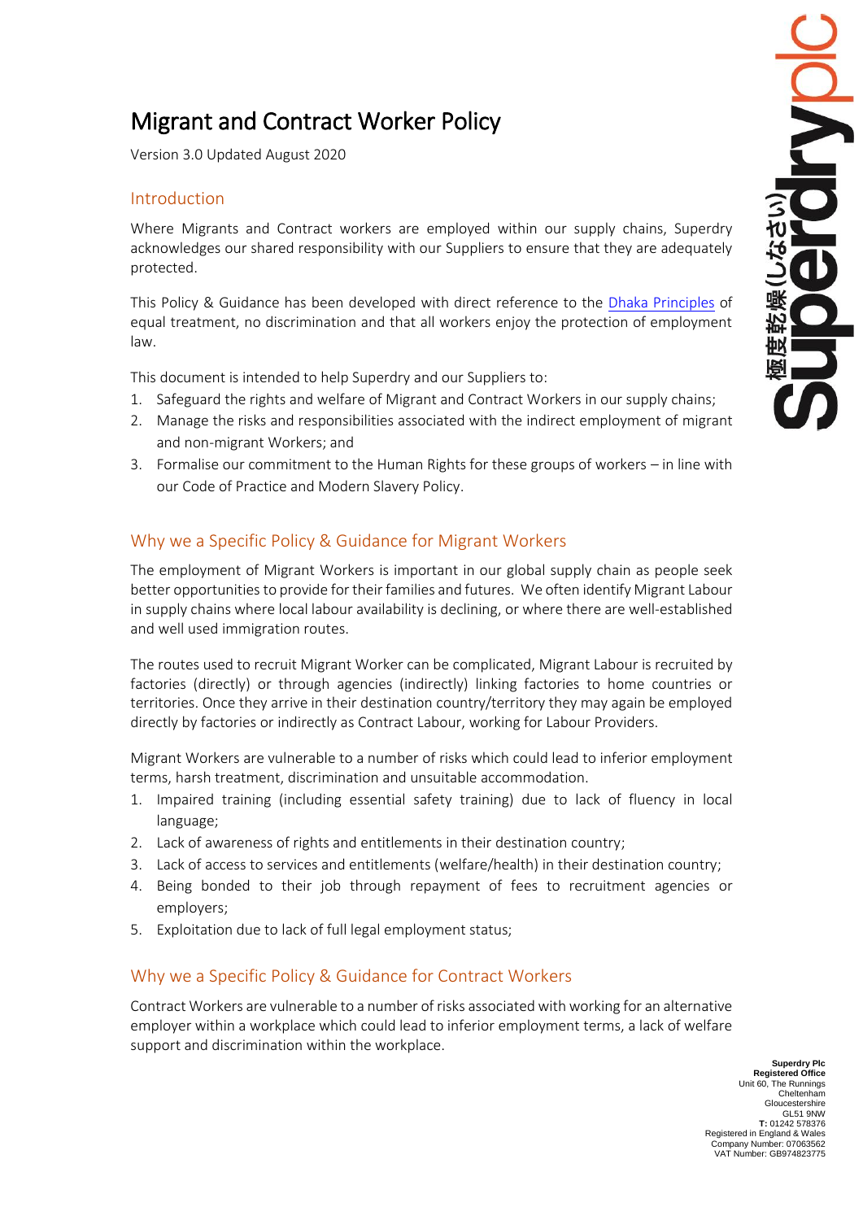# Migrant and Contract Worker Policy

Version 3.0 Updated August 2020

## Introduction

Where Migrants and Contract workers are employed within our supply chains, Superdry acknowledges our shared responsibility with our Suppliers to ensure that they are adequately protected.

This Policy & Guidance has been developed with direct reference to the Dhaka Principles of equal treatment, no discrimination and that all workers enjoy the protection of employment law.

This document is intended to help Superdry and our Suppliers to:

1. Safeguard the rights and welfare of Migrant and Contract Workers in our supply chains;
2. Manage the risks and responsibilities associated with the indirect employment of migrant and non-migrant Workers; and
3. Formalise our commitment to the Human Rights for these groups of workers – in line with our Code of Practice and Modern Slavery Policy.

## Why we a Specific Policy & Guidance for Migrant Workers

The employment of Migrant Workers is important in our global supply chain as people seek better opportunities to provide for their families and futures. We often identify Migrant Labour in supply chains where local labour availability is declining, or where there are well-established and well used immigration routes.

The routes used to recruit Migrant Worker can be complicated, Migrant Labour is recruited by factories (directly) or through agencies (indirectly) linking factories to home countries or territories. Once they arrive in their destination country/territory they may again be employed directly by factories or indirectly as Contract Labour, working for Labour Providers.

Migrant Workers are vulnerable to a number of risks which could lead to inferior employment terms, harsh treatment, discrimination and unsuitable accommodation.

1. Impaired training (including essential safety training) due to lack of fluency in local language;
2. Lack of awareness of rights and entitlements in their destination country;
3. Lack of access to services and entitlements (welfare/health) in their destination country;
4. Being bonded to their job through repayment of fees to recruitment agencies or employers;
5. Exploitation due to lack of full legal employment status;

## Why we a Specific Policy & Guidance for Contract Workers

Contract Workers are vulnerable to a number of risks associated with working for an alternative employer within a workplace which could lead to inferior employment terms, a lack of welfare support and discrimination within the workplace.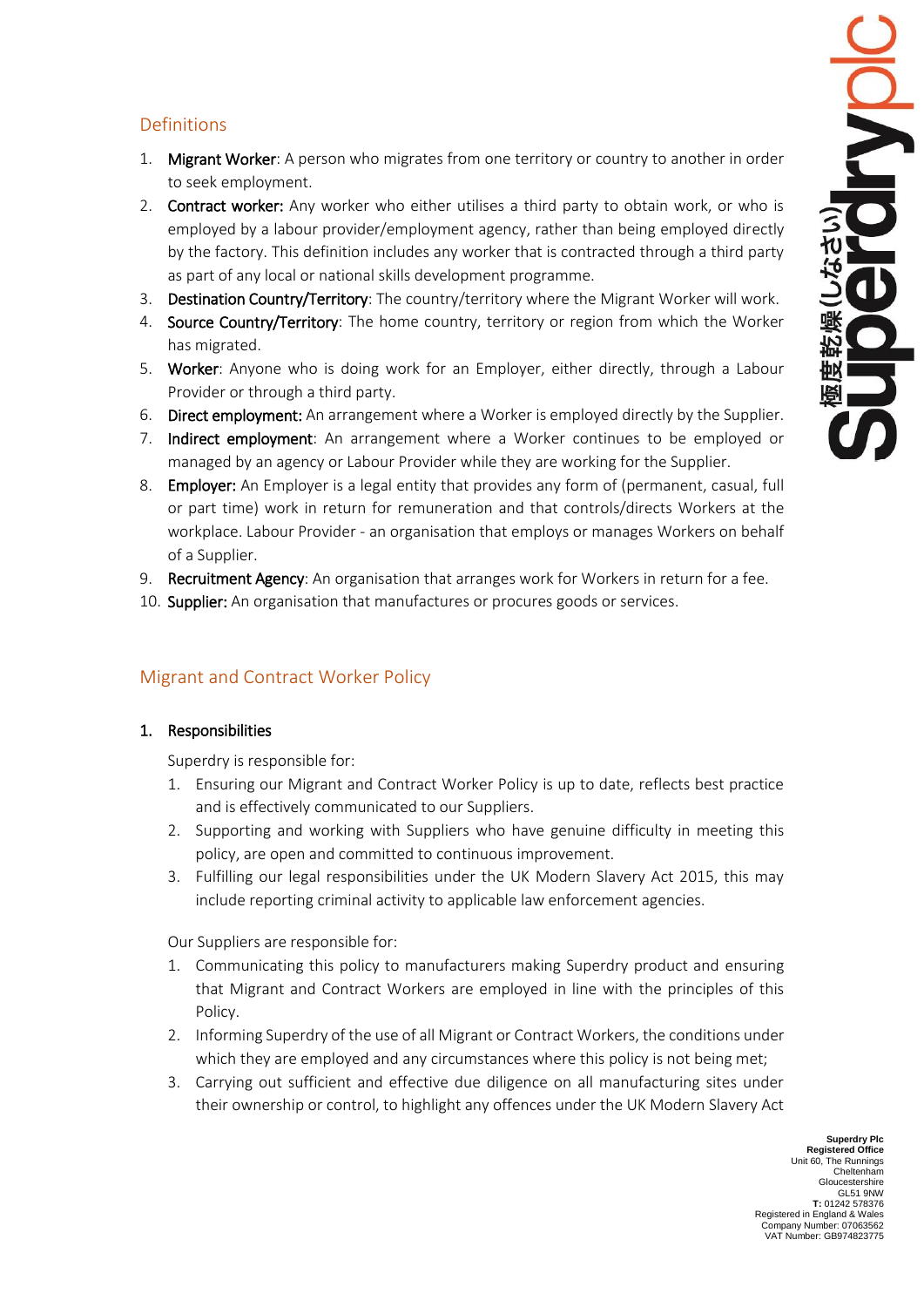## Definitions

1. **Migrant Worker**: A person who migrates from one territory or country to another in order to seek employment.
2. **Contract worker:** Any worker who either utilises a third party to obtain work, or who is employed by a labour provider/employment agency, rather than being employed directly by the factory. This definition includes any worker that is contracted through a third party as part of any local or national skills development programme.
3. **Destination Country/Territory**: The country/territory where the Migrant Worker will work.
4. **Source Country/Territory**: The home country, territory or region from which the Worker has migrated.
5. **Worker**: Anyone who is doing work for an Employer, either directly, through a Labour Provider or through a third party.
6. **Direct employment:** An arrangement where a Worker is employed directly by the Supplier.
7. **Indirect employment**: An arrangement where a Worker continues to be employed or managed by an agency or Labour Provider while they are working for the Supplier.
8. **Employer:** An Employer is a legal entity that provides any form of (permanent, casual, full or part time) work in return for remuneration and that controls/directs Workers at the workplace. Labour Provider - an organisation that employs or manages Workers on behalf of a Supplier.
9. **Recruitment Agency**: An organisation that arranges work for Workers in return for a fee.
10. **Supplier:** An organisation that manufactures or procures goods or services.

## Migrant and Contract Worker Policy

### 1. Responsibilities

Superdry is responsible for:

1. Ensuring our Migrant and Contract Worker Policy is up to date, reflects best practice and is effectively communicated to our Suppliers.
2. Supporting and working with Suppliers who have genuine difficulty in meeting this policy, are open and committed to continuous improvement.
3. Fulfilling our legal responsibilities under the UK Modern Slavery Act 2015, this may include reporting criminal activity to applicable law enforcement agencies.

Our Suppliers are responsible for:

1. Communicating this policy to manufacturers making Superdry product and ensuring that Migrant and Contract Workers are employed in line with the principles of this Policy.
2. Informing Superdry of the use of all Migrant or Contract Workers, the conditions under which they are employed and any circumstances where this policy is not being met;
3. Carrying out sufficient and effective due diligence on all manufacturing sites under their ownership or control, to highlight any offences under the UK Modern Slavery Act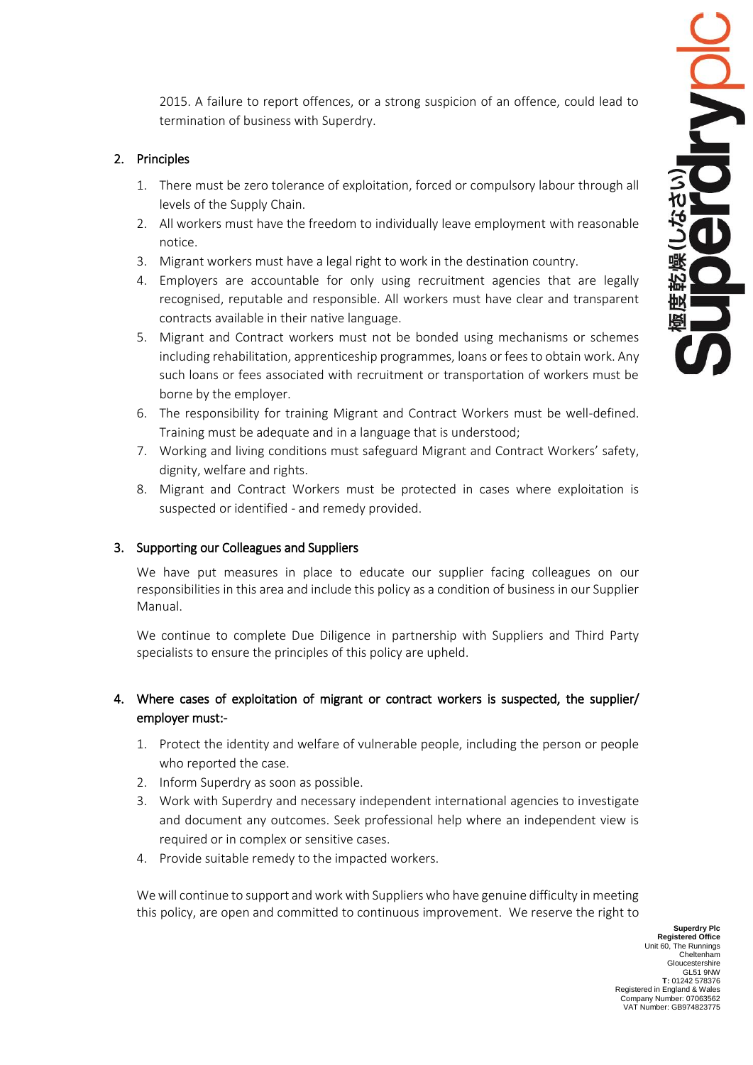2015. A failure to report offences, or a strong suspicion of an offence, could lead to termination of business with Superdry.

## 2. Principles

1. There must be zero tolerance of exploitation, forced or compulsory labour through all levels of the Supply Chain.
2. All workers must have the freedom to individually leave employment with reasonable notice.
3. Migrant workers must have a legal right to work in the destination country.
4. Employers are accountable for only using recruitment agencies that are legally recognised, reputable and responsible. All workers must have clear and transparent contracts available in their native language.
5. Migrant and Contract workers must not be bonded using mechanisms or schemes including rehabilitation, apprenticeship programmes, loans or fees to obtain work. Any such loans or fees associated with recruitment or transportation of workers must be borne by the employer.
6. The responsibility for training Migrant and Contract Workers must be well-defined. Training must be adequate and in a language that is understood;
7. Working and living conditions must safeguard Migrant and Contract Workers' safety, dignity, welfare and rights.
8. Migrant and Contract Workers must be protected in cases where exploitation is suspected or identified - and remedy provided.

## 3. Supporting our Colleagues and Suppliers

We have put measures in place to educate our supplier facing colleagues on our responsibilities in this area and include this policy as a condition of business in our Supplier Manual.

We continue to complete Due Diligence in partnership with Suppliers and Third Party specialists to ensure the principles of this policy are upheld.

## 4. Where cases of exploitation of migrant or contract workers is suspected, the supplier/ employer must:-

1. Protect the identity and welfare of vulnerable people, including the person or people who reported the case.
2. Inform Superdry as soon as possible.
3. Work with Superdry and necessary independent international agencies to investigate and document any outcomes. Seek professional help where an independent view is required or in complex or sensitive cases.
4. Provide suitable remedy to the impacted workers.

We will continue to support and work with Suppliers who have genuine difficulty in meeting this policy, are open and committed to continuous improvement. We reserve the right to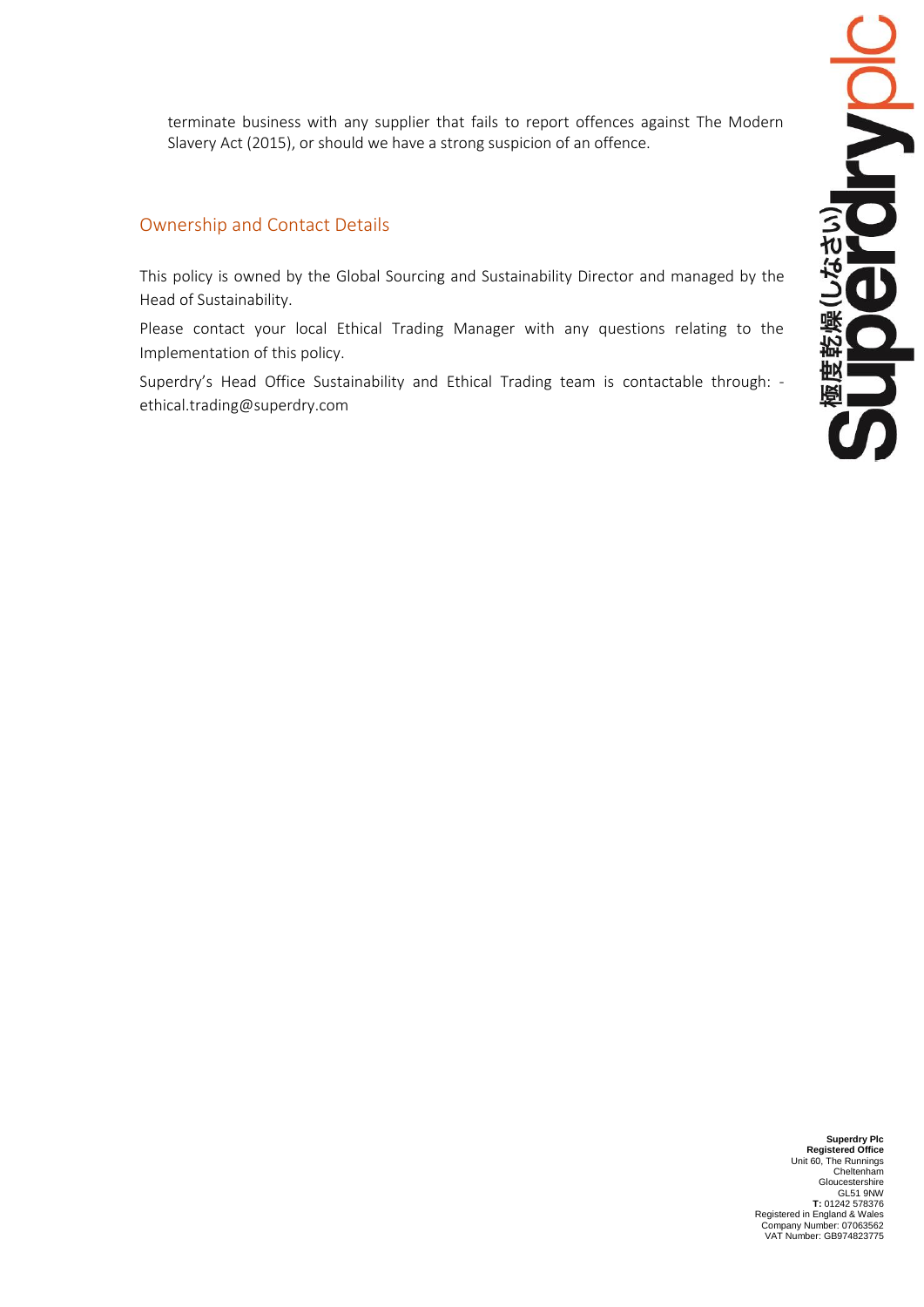terminate business with any supplier that fails to report offences against The Modern Slavery Act (2015), or should we have a strong suspicion of an offence.

## Ownership and Contact Details

This policy is owned by the Global Sourcing and Sustainability Director and managed by the Head of Sustainability.

Please contact your local Ethical Trading Manager with any questions relating to the Implementation of this policy.

Superdry's Head Office Sustainability and Ethical Trading team is contactable through: - ethical.trading@superdry.com

**Superdry Plc**
**Registered Office**
Unit 60, The Runnings
Cheltenham
Gloucestershire
GL51 9NW
**T:** 01242 578376
Registered in England & Wales
Company Number: 07063562
VAT Number: GB974823775